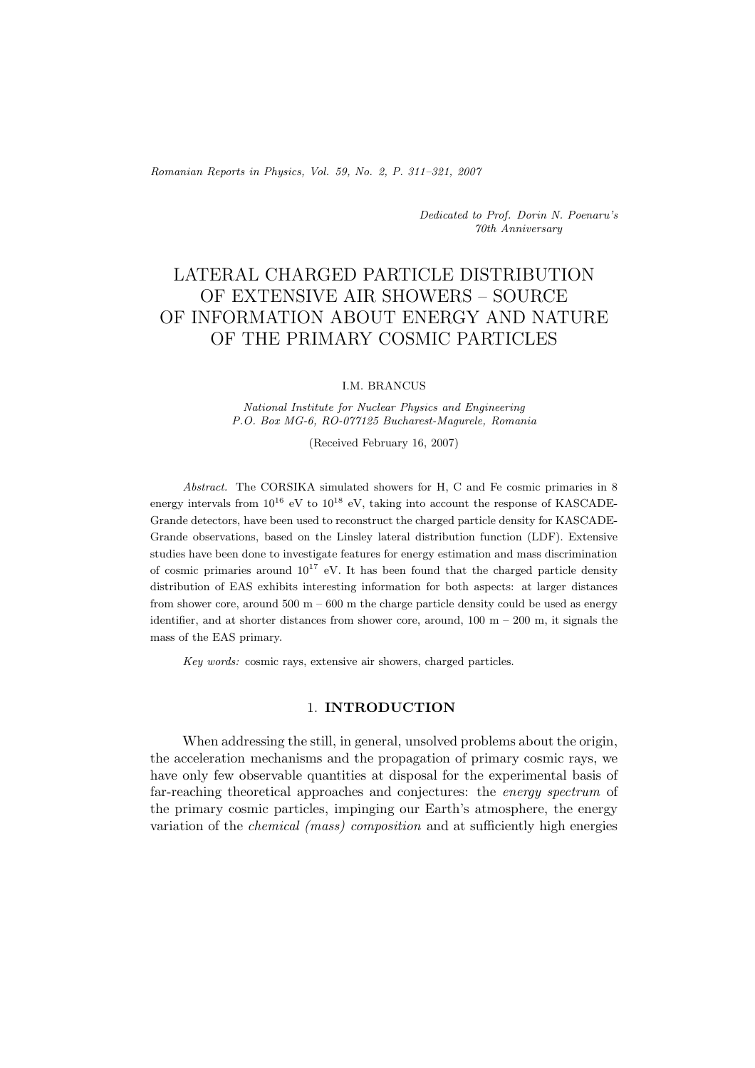*Dedicated to Prof. Dorin N. Poenaru's 70th Anniversary*

# LATERAL CHARGED PARTICLE DISTRIBUTION OF EXTENSIVE AIR SHOWERS – SOURCE OF INFORMATION ABOUT ENERGY AND NATURE OF THE PRIMARY COSMIC PARTICLES

I.M. BRANCUS

*National Institute for Nuclear Physics and Engineering*
*P.O. Box MG-6, RO-077125 Bucharest-Magurele, Romania*

(Received February 16, 2007)

*Abstract.* The CORSIKA simulated showers for H, C and Fe cosmic primaries in 8 energy intervals from $10^{16}$ eV to $10^{18}$ eV, taking into account the response of KASCADE-Grande detectors, have been used to reconstruct the charged particle density for KASCADE-Grande observations, based on the Linsley lateral distribution function (LDF). Extensive studies have been done to investigate features for energy estimation and mass discrimination of cosmic primaries around $10^{17}$ eV. It has been found that the charged particle density distribution of EAS exhibits interesting information for both aspects: at larger distances from shower core, around 500 m – 600 m the charge particle density could be used as energy identifier, and at shorter distances from shower core, around, 100 m – 200 m, it signals the mass of the EAS primary.

*Key words:* cosmic rays, extensive air showers, charged particles.

## 1. INTRODUCTION

When addressing the still, in general, unsolved problems about the origin, the acceleration mechanisms and the propagation of primary cosmic rays, we have only few observable quantities at disposal for the experimental basis of far-reaching theoretical approaches and conjectures: the *energy spectrum* of the primary cosmic particles, impinging our Earth's atmosphere, the energy variation of the *chemical (mass) composition* and at sufficiently high energies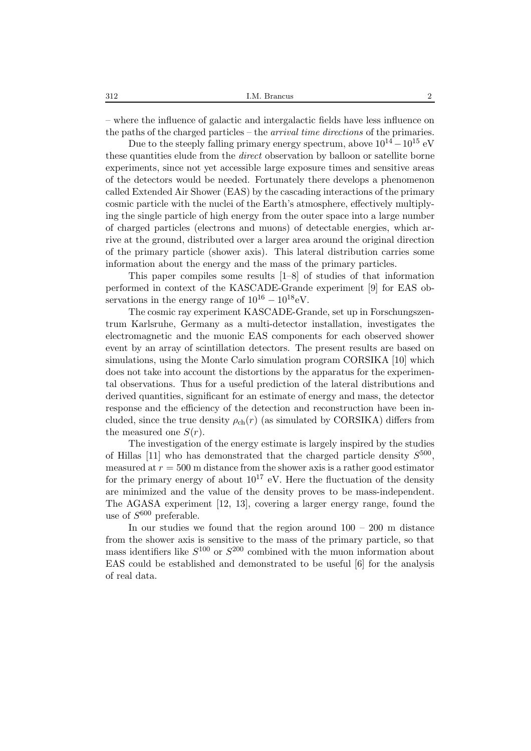– where the influence of galactic and intergalactic fields have less influence on the paths of the charged particles – the *arrival time directions* of the primaries.

Due to the steeply falling primary energy spectrum, above $10^{14} - 10^{15}$ eV these quantities elude from the *direct* observation by balloon or satellite borne experiments, since not yet accessible large exposure times and sensitive areas of the detectors would be needed. Fortunately there develops a phenomenon called Extended Air Shower (EAS) by the cascading interactions of the primary cosmic particle with the nuclei of the Earth's atmosphere, effectively multiplying the single particle of high energy from the outer space into a large number of charged particles (electrons and muons) of detectable energies, which arrive at the ground, distributed over a larger area around the original direction of the primary particle (shower axis). This lateral distribution carries some information about the energy and the mass of the primary particles.

This paper compiles some results [1–8] of studies of that information performed in context of the KASCADE-Grande experiment [9] for EAS observations in the energy range of $10^{16} - 10^{18}$eV.

The cosmic ray experiment KASCADE-Grande, set up in Forschungszentrum Karlsruhe, Germany as a multi-detector installation, investigates the electromagnetic and the muonic EAS components for each observed shower event by an array of scintillation detectors. The present results are based on simulations, using the Monte Carlo simulation program CORSIKA [10] which does not take into account the distortions by the apparatus for the experimental observations. Thus for a useful prediction of the lateral distributions and derived quantities, significant for an estimate of energy and mass, the detector response and the efficiency of the detection and reconstruction have been included, since the true density $\rho_{\mathrm{ch}}(r)$ (as simulated by CORSIKA) differs from the measured one $S(r)$.

The investigation of the energy estimate is largely inspired by the studies of Hillas [11] who has demonstrated that the charged particle density $S^{500}$, measured at $r = 500$ m distance from the shower axis is a rather good estimator for the primary energy of about $10^{17}$ eV. Here the fluctuation of the density are minimized and the value of the density proves to be mass-independent. The AGASA experiment [12, 13], covering a larger energy range, found the use of $S^{600}$ preferable.

In our studies we found that the region around 100 – 200 m distance from the shower axis is sensitive to the mass of the primary particle, so that mass identifiers like $S^{100}$ or $S^{200}$ combined with the muon information about EAS could be established and demonstrated to be useful [6] for the analysis of real data.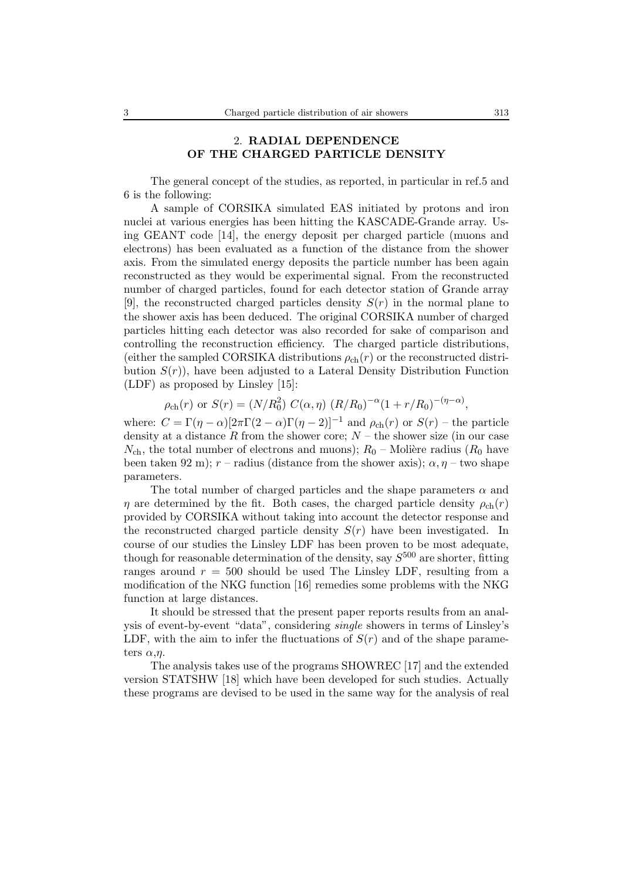## 2. RADIAL DEPENDENCE OF THE CHARGED PARTICLE DENSITY

The general concept of the studies, as reported, in particular in ref.5 and 6 is the following:

A sample of CORSIKA simulated EAS initiated by protons and iron nuclei at various energies has been hitting the KASCADE-Grande array. Using GEANT code [14], the energy deposit per charged particle (muons and electrons) has been evaluated as a function of the distance from the shower axis. From the simulated energy deposits the particle number has been again reconstructed as they would be experimental signal. From the reconstructed number of charged particles, found for each detector station of Grande array [9], the reconstructed charged particles density $S(r)$ in the normal plane to the shower axis has been deduced. The original CORSIKA number of charged particles hitting each detector was also recorded for sake of comparison and controlling the reconstruction efficiency. The charged particle distributions, (either the sampled CORSIKA distributions $\rho_{\rm ch}(r)$ or the reconstructed distribution $S(r)$), have been adjusted to a Lateral Density Distribution Function (LDF) as proposed by Linsley [15]:

$$\rho_{\rm ch}(r) \text{ or } S(r) = (N/R_0^2)\; C(\alpha,\eta)\; (R/R_0)^{-\alpha}(1 + r/R_0)^{-(\eta-\alpha)},$$

where: $C = \Gamma(\eta - \alpha)[2\pi\Gamma(2 - \alpha)\Gamma(\eta - 2)]^{-1}$ and $\rho_{\rm ch}(r)$ or $S(r)$ – the particle density at a distance $R$ from the shower core; $N$ – the shower size (in our case $N_{\rm ch}$, the total number of electrons and muons); $R_0$ – Molière radius ($R_0$ have been taken 92 m); $r$ – radius (distance from the shower axis); $\alpha, \eta$ – two shape parameters.

The total number of charged particles and the shape parameters $\alpha$ and $\eta$ are determined by the fit. Both cases, the charged particle density $\rho_{\rm ch}(r)$ provided by CORSIKA without taking into account the detector response and the reconstructed charged particle density $S(r)$ have been investigated. In course of our studies the Linsley LDF has been proven to be most adequate, though for reasonable determination of the density, say $S^{500}$ are shorter, fitting ranges around $r = 500$ should be used The Linsley LDF, resulting from a modification of the NKG function [16] remedies some problems with the NKG function at large distances.

It should be stressed that the present paper reports results from an analysis of event-by-event "data", considering *single* showers in terms of Linsley's LDF, with the aim to infer the fluctuations of $S(r)$ and of the shape parameters $\alpha$,$\eta$.

The analysis takes use of the programs SHOWREC [17] and the extended version STATSHW [18] which have been developed for such studies. Actually these programs are devised to be used in the same way for the analysis of real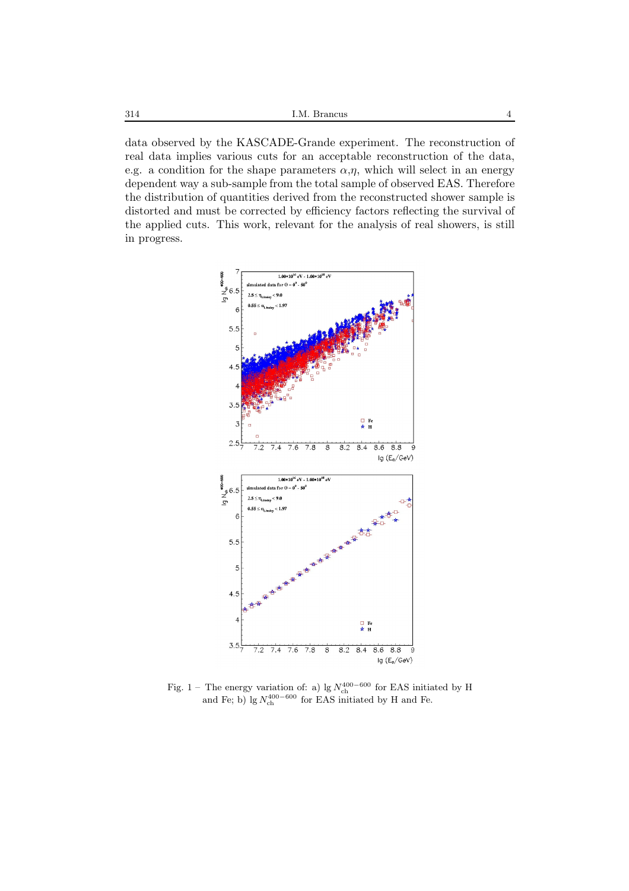data observed by the KASCADE-Grande experiment. The reconstruction of real data implies various cuts for an acceptable reconstruction of the data, e.g. a condition for the shape parameters $\alpha$,$\eta$, which will select in an energy dependent way a sub-sample from the total sample of observed EAS. Therefore the distribution of quantities derived from the reconstructed shower sample is distorted and must be corrected by efficiency factors reflecting the survival of the applied cuts. This work, relevant for the analysis of real showers, is still in progress.

Fig. 1 – The energy variation of: a) $\lg N_{\mathrm{ch}}^{400-600}$ for EAS initiated by H and Fe; b) $\lg N_{\mathrm{ch}}^{400-600}$ for EAS initiated by H and Fe.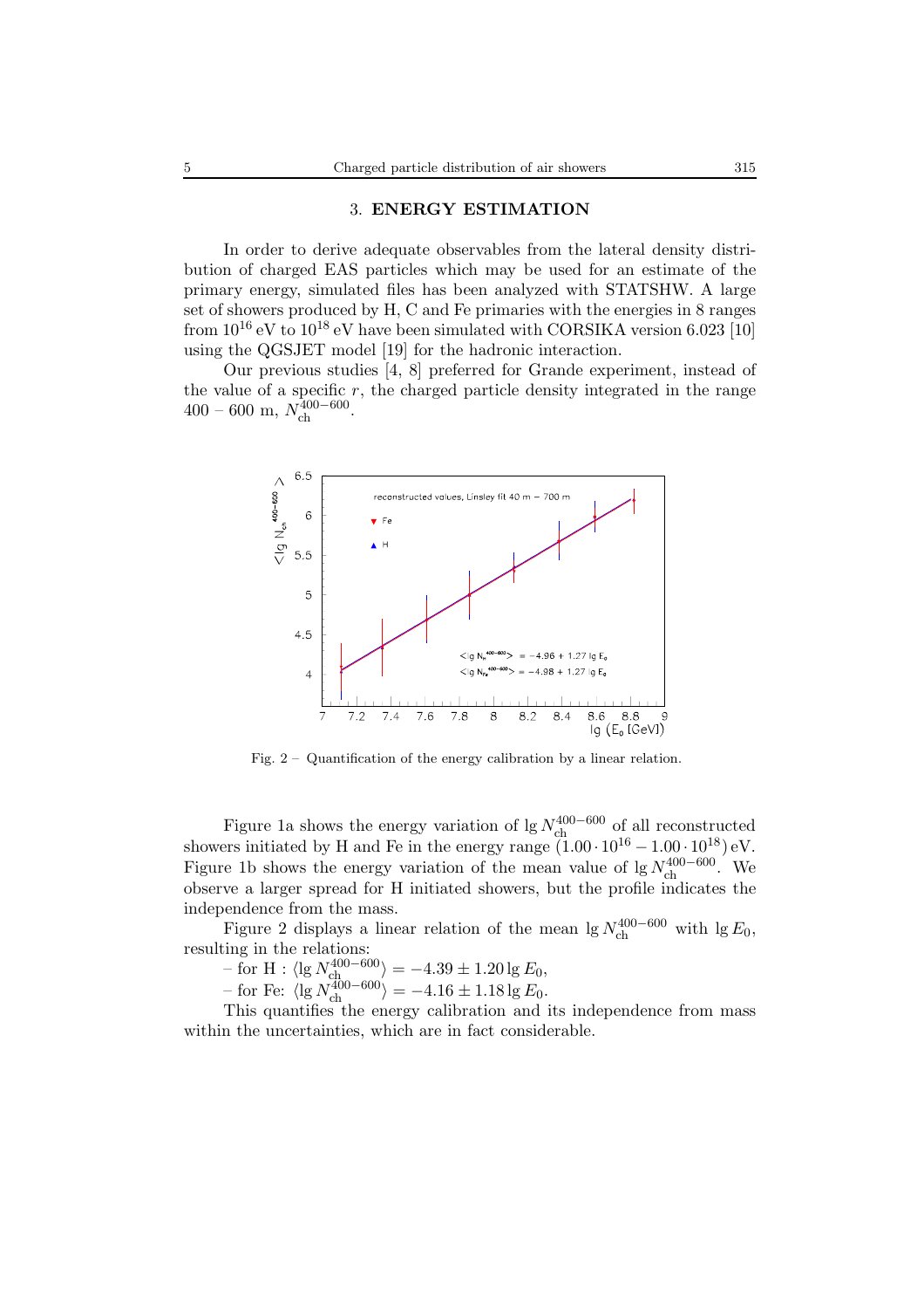## 3. ENERGY ESTIMATION

In order to derive adequate observables from the lateral density distribution of charged EAS particles which may be used for an estimate of the primary energy, simulated files has been analyzed with STATSHW. A large set of showers produced by H, C and Fe primaries with the energies in 8 ranges from $10^{16}$ eV to $10^{18}$ eV have been simulated with CORSIKA version 6.023 [10] using the QGSJET model [19] for the hadronic interaction.

Our previous studies [4, 8] preferred for Grande experiment, instead of the value of a specific $r$, the charged particle density integrated in the range 400 – 600 m, $N_{\rm ch}^{400-600}$.

Fig. 2 – Quantification of the energy calibration by a linear relation.

Figure 1a shows the energy variation of $\lg N_{\rm ch}^{400-600}$ of all reconstructed showers initiated by H and Fe in the energy range $(1.00 \cdot 10^{16} - 1.00 \cdot 10^{18})$ eV. Figure 1b shows the energy variation of the mean value of $\lg N_{\rm ch}^{400-600}$. We observe a larger spread for H initiated showers, but the profile indicates the independence from the mass.

Figure 2 displays a linear relation of the mean $\lg N_{\rm ch}^{400-600}$ with $\lg E_0$, resulting in the relations:

– for H : $\langle \lg N_{\rm ch}^{400-600} \rangle = -4.39 \pm 1.20 \lg E_0$,

– for Fe: $\langle \lg N_{\rm ch}^{400-600} \rangle = -4.16 \pm 1.18 \lg E_0$.

This quantifies the energy calibration and its independence from mass within the uncertainties, which are in fact considerable.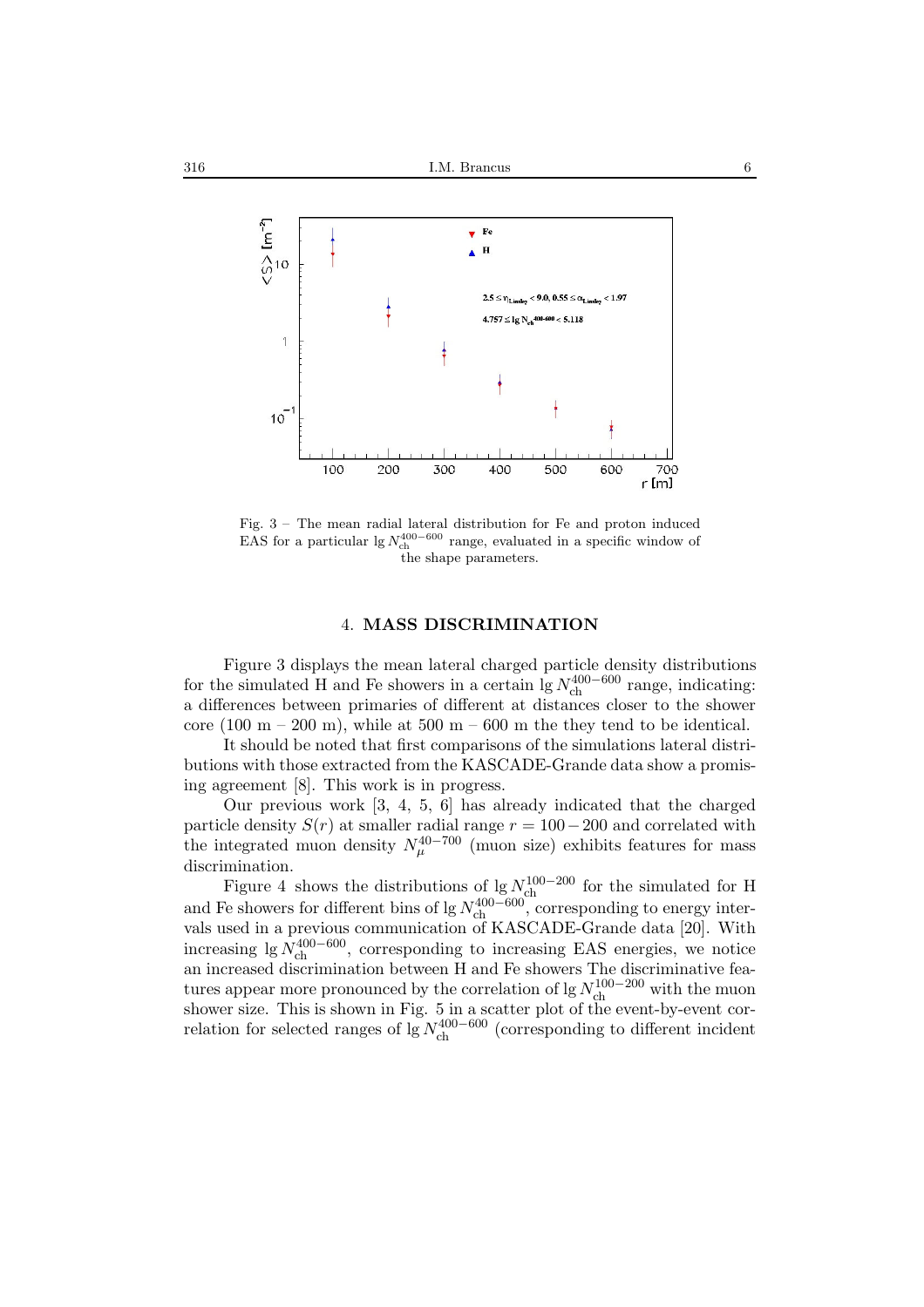Fig. 3 – The mean radial lateral distribution for Fe and proton induced EAS for a particular $\lg N_{\rm ch}^{400-600}$ range, evaluated in a specific window of the shape parameters.

## 4. MASS DISCRIMINATION

Figure 3 displays the mean lateral charged particle density distributions for the simulated H and Fe showers in a certain $\lg N_{\rm ch}^{400-600}$ range, indicating: a differences between primaries of different at distances closer to the shower core (100 m – 200 m), while at 500 m – 600 m the they tend to be identical.

It should be noted that first comparisons of the simulations lateral distributions with those extracted from the KASCADE-Grande data show a promising agreement [8]. This work is in progress.

Our previous work [3, 4, 5, 6] has already indicated that the charged particle density $S(r)$ at smaller radial range $r = 100-200$ and correlated with the integrated muon density $N_{\mu}^{40-700}$ (muon size) exhibits features for mass discrimination.

Figure 4 shows the distributions of $\lg N_{\rm ch}^{100-200}$ for the simulated for H and Fe showers for different bins of $\lg N_{\rm ch}^{400-600}$, corresponding to energy intervals used in a previous communication of KASCADE-Grande data [20]. With increasing $\lg N_{\rm ch}^{400-600}$, corresponding to increasing EAS energies, we notice an increased discrimination between H and Fe showers The discriminative features appear more pronounced by the correlation of $\lg N_{\rm ch}^{100-200}$ with the muon shower size. This is shown in Fig. 5 in a scatter plot of the event-by-event correlation for selected ranges of $\lg N_{\rm ch}^{400-600}$ (corresponding to different incident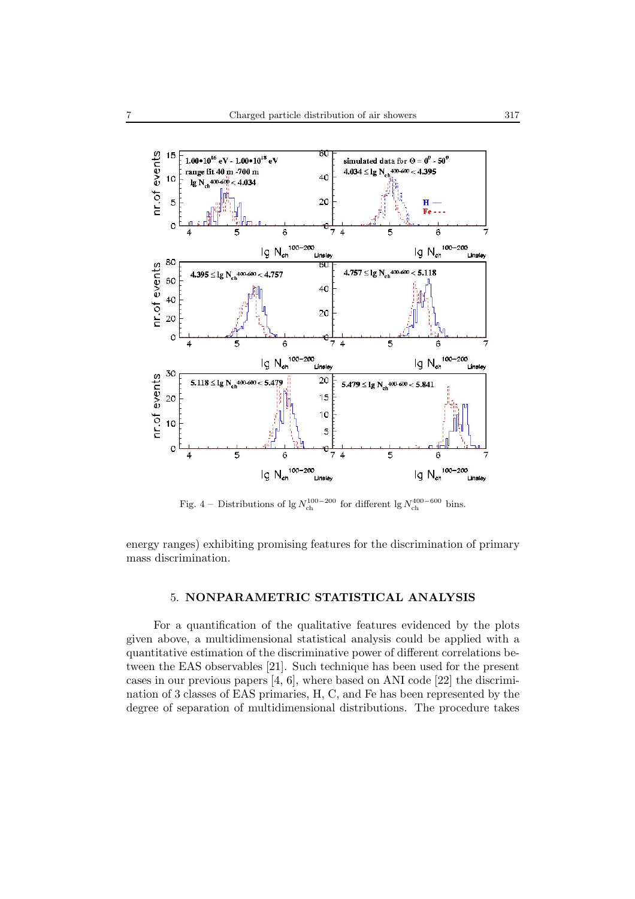Fig. 4 – Distributions of $\lg N_{\mathrm{ch}}^{100-200}$ for different $\lg N_{\mathrm{ch}}^{400-600}$ bins.

energy ranges) exhibiting promising features for the discrimination of primary mass discrimination.

## 5. NONPARAMETRIC STATISTICAL ANALYSIS

For a quantification of the qualitative features evidenced by the plots given above, a multidimensional statistical analysis could be applied with a quantitative estimation of the discriminative power of different correlations between the EAS observables [21]. Such technique has been used for the present cases in our previous papers [4, 6], where based on ANI code [22] the discrimination of 3 classes of EAS primaries, H, C, and Fe has been represented by the degree of separation of multidimensional distributions. The procedure takes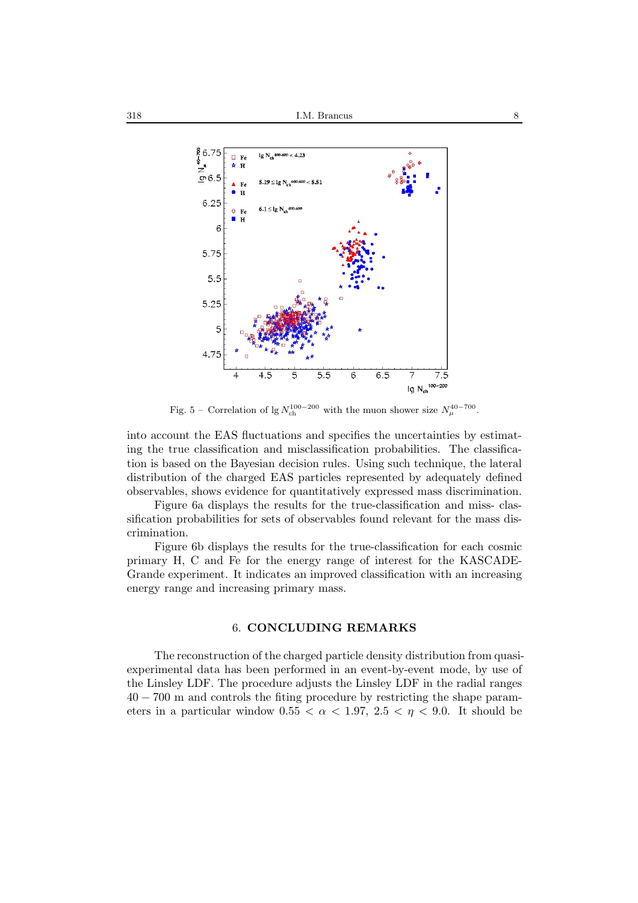Fig. 5 – Correlation of $\lg N_{\mathrm{ch}}^{100-200}$ with the muon shower size $N_{\mu}^{40-700}$.

into account the EAS fluctuations and specifies the uncertainties by estimating the true classification and misclassification probabilities. The classification is based on the Bayesian decision rules. Using such technique, the lateral distribution of the charged EAS particles represented by adequately defined observables, shows evidence for quantitatively expressed mass discrimination.

Figure 6a displays the results for the true-classification and miss- classification probabilities for sets of observables found relevant for the mass discrimination.

Figure 6b displays the results for the true-classification for each cosmic primary H, C and Fe for the energy range of interest for the KASCADE-Grande experiment. It indicates an improved classification with an increasing energy range and increasing primary mass.

## 6. CONCLUDING REMARKS

The reconstruction of the charged particle density distribution from quasi-experimental data has been performed in an event-by-event mode, by use of the Linsley LDF. The procedure adjusts the Linsley LDF in the radial ranges $40 - 700$ m and controls the fiting procedure by restricting the shape parameters in a particular window $0.55 < \alpha < 1.97$, $2.5 < \eta < 9.0$. It should be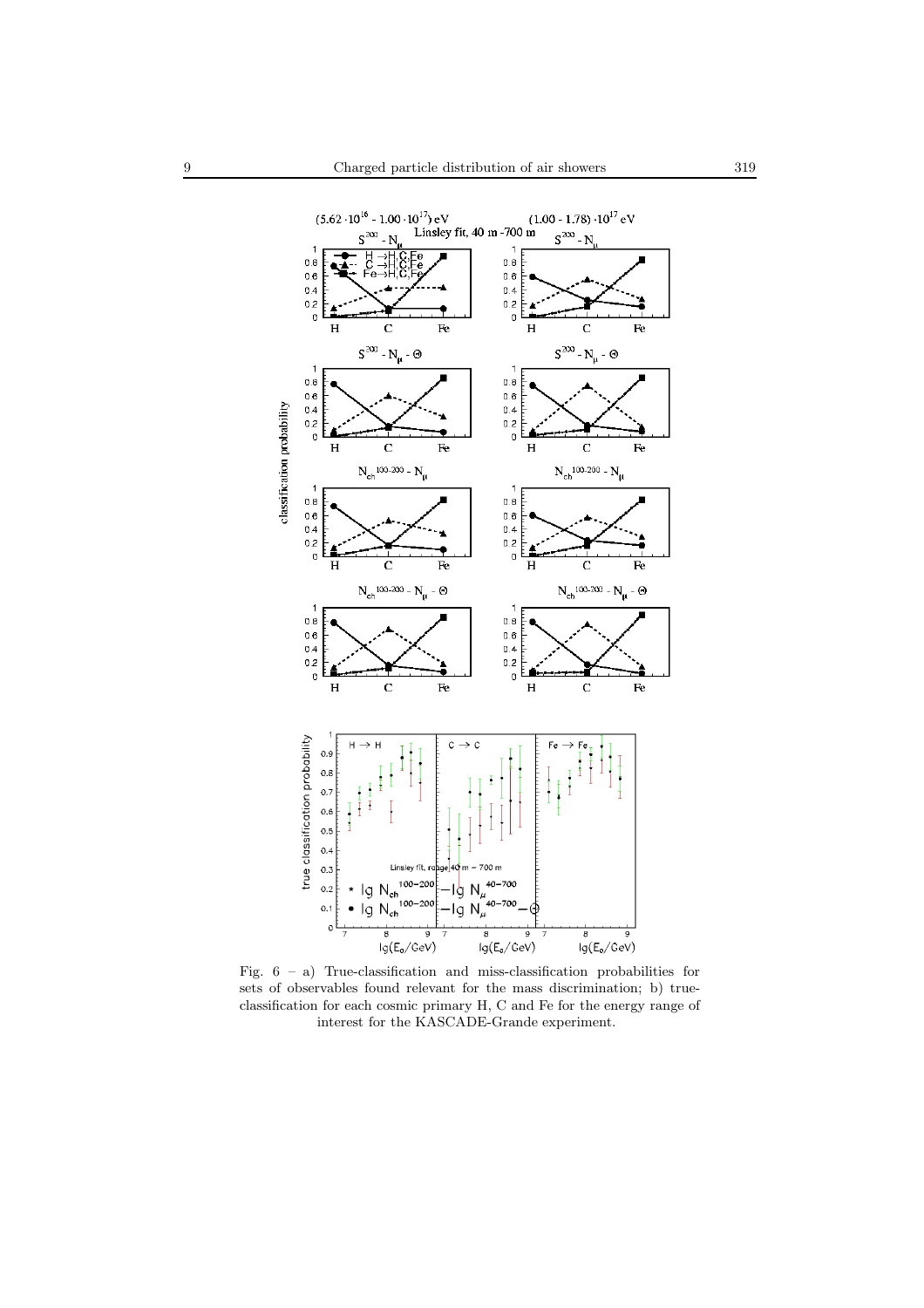Fig. 6 – a) True-classification and miss-classification probabilities for sets of observables found relevant for the mass discrimination; b) true-classification for each cosmic primary H, C and Fe for the energy range of interest for the KASCADE-Grande experiment.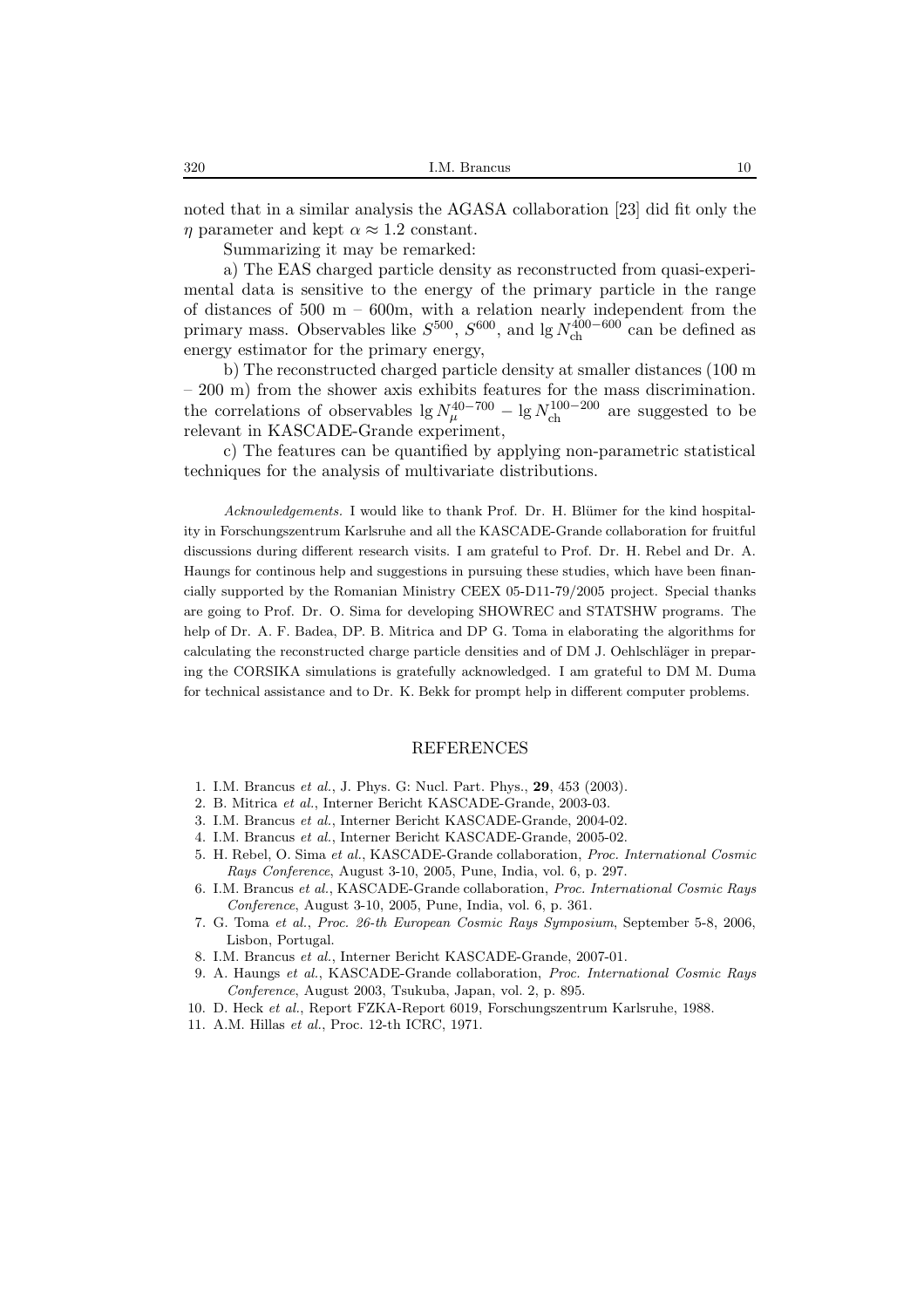noted that in a similar analysis the AGASA collaboration [23] did fit only the $\eta$ parameter and kept $\alpha \approx 1.2$ constant.

Summarizing it may be remarked:

a) The EAS charged particle density as reconstructed from quasi-experimental data is sensitive to the energy of the primary particle in the range of distances of 500 m – 600m, with a relation nearly independent from the primary mass. Observables like $S^{500}$, $S^{600}$, and $\lg N_{\rm ch}^{400-600}$ can be defined as energy estimator for the primary energy,

b) The reconstructed charged particle density at smaller distances (100 m – 200 m) from the shower axis exhibits features for the mass discrimination. the correlations of observables $\lg N_{\mu}^{40-700} - \lg N_{\rm ch}^{100-200}$ are suggested to be relevant in KASCADE-Grande experiment,

c) The features can be quantified by applying non-parametric statistical techniques for the analysis of multivariate distributions.

*Acknowledgements.* I would like to thank Prof. Dr. H. Blümer for the kind hospitality in Forschungszentrum Karlsruhe and all the KASCADE-Grande collaboration for fruitful discussions during different research visits. I am grateful to Prof. Dr. H. Rebel and Dr. A. Haungs for continous help and suggestions in pursuing these studies, which have been financially supported by the Romanian Ministry CEEX 05-D11-79/2005 project. Special thanks are going to Prof. Dr. O. Sima for developing SHOWREC and STATSHW programs. The help of Dr. A. F. Badea, DP. B. Mitrica and DP G. Toma in elaborating the algorithms for calculating the reconstructed charge particle densities and of DM J. Oehlschläger in preparing the CORSIKA simulations is gratefully acknowledged. I am grateful to DM M. Duma for technical assistance and to Dr. K. Bekk for prompt help in different computer problems.

## REFERENCES

1. I.M. Brancus *et al.*, J. Phys. G: Nucl. Part. Phys., **29**, 453 (2003).
2. B. Mitrica *et al.*, Interner Bericht KASCADE-Grande, 2003-03.
3. I.M. Brancus *et al.*, Interner Bericht KASCADE-Grande, 2004-02.
4. I.M. Brancus *et al.*, Interner Bericht KASCADE-Grande, 2005-02.
5. H. Rebel, O. Sima *et al.*, KASCADE-Grande collaboration, *Proc. International Cosmic Rays Conference*, August 3-10, 2005, Pune, India, vol. 6, p. 297.
6. I.M. Brancus *et al.*, KASCADE-Grande collaboration, *Proc. International Cosmic Rays Conference*, August 3-10, 2005, Pune, India, vol. 6, p. 361.
7. G. Toma *et al.*, *Proc. 26-th European Cosmic Rays Symposium*, September 5-8, 2006, Lisbon, Portugal.
8. I.M. Brancus *et al.*, Interner Bericht KASCADE-Grande, 2007-01.
9. A. Haungs *et al.*, KASCADE-Grande collaboration, *Proc. International Cosmic Rays Conference*, August 2003, Tsukuba, Japan, vol. 2, p. 895.
10. D. Heck *et al.*, Report FZKA-Report 6019, Forschungszentrum Karlsruhe, 1988.
11. A.M. Hillas *et al.*, Proc. 12-th ICRC, 1971.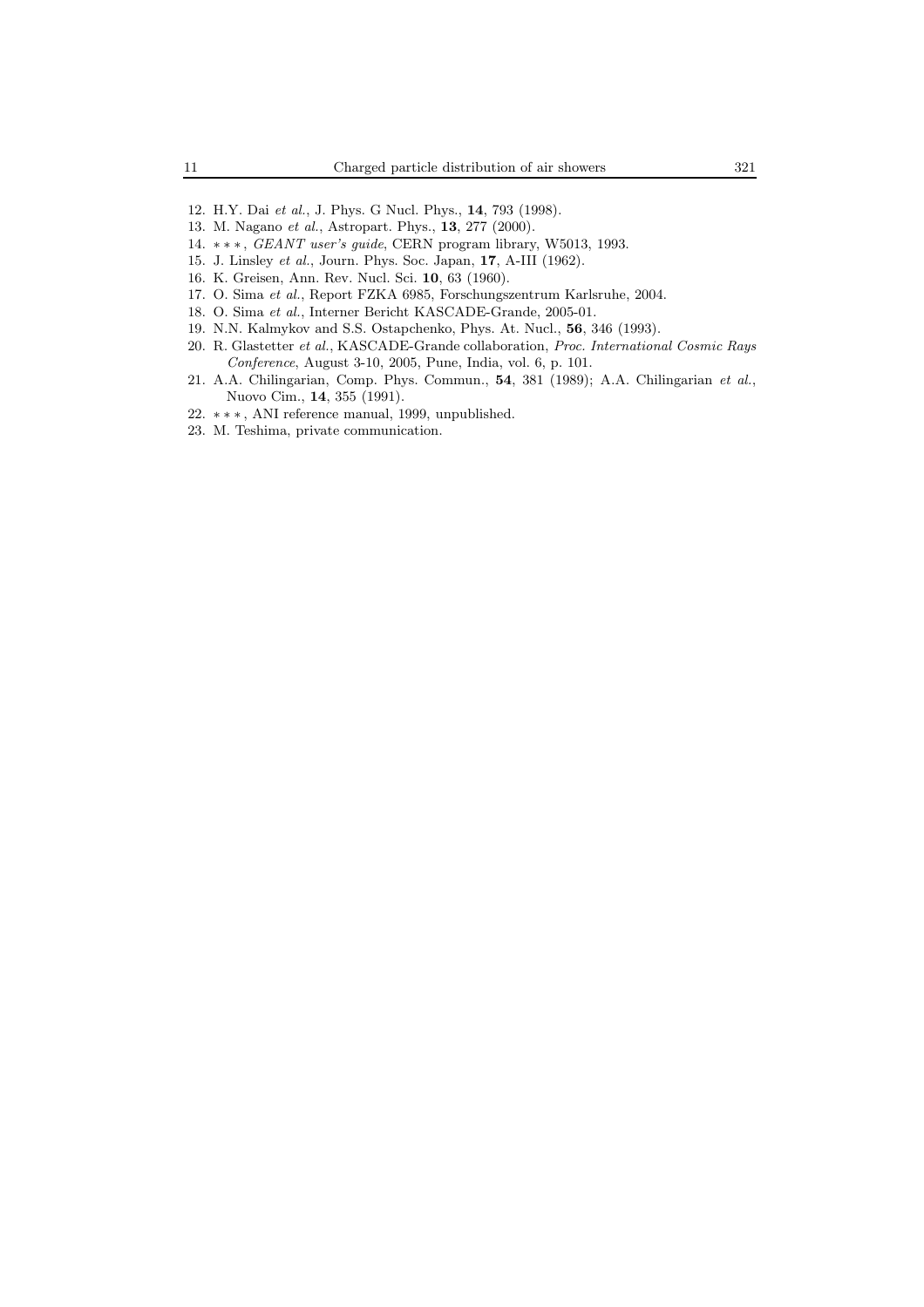12. H.Y. Dai *et al.*, J. Phys. G Nucl. Phys., **14**, 793 (1998).
13. M. Nagano *et al.*, Astropart. Phys., **13**, 277 (2000).
14. $***$, *GEANT user's guide*, CERN program library, W5013, 1993.
15. J. Linsley *et al.*, Journ. Phys. Soc. Japan, **17**, A-III (1962).
16. K. Greisen, Ann. Rev. Nucl. Sci. **10**, 63 (1960).
17. O. Sima *et al.*, Report FZKA 6985, Forschungszentrum Karlsruhe, 2004.
18. O. Sima *et al.*, Interner Bericht KASCADE-Grande, 2005-01.
19. N.N. Kalmykov and S.S. Ostapchenko, Phys. At. Nucl., **56**, 346 (1993).
20. R. Glastetter *et al.*, KASCADE-Grande collaboration, *Proc. International Cosmic Rays Conference*, August 3-10, 2005, Pune, India, vol. 6, p. 101.
21. A.A. Chilingarian, Comp. Phys. Commun., **54**, 381 (1989); A.A. Chilingarian *et al.*, Nuovo Cim., **14**, 355 (1991).
22. $***$, ANI reference manual, 1999, unpublished.
23. M. Teshima, private communication.